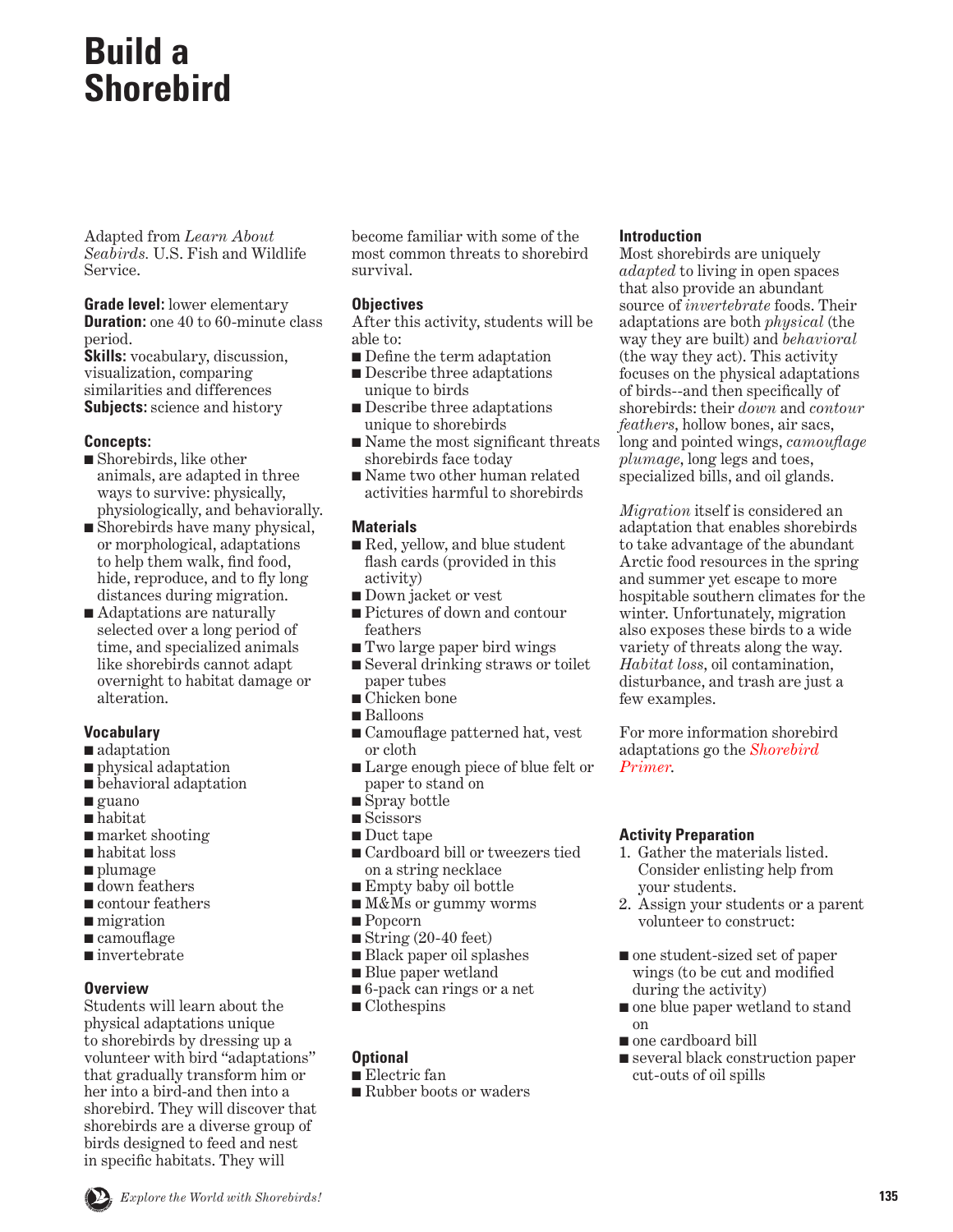# Build a Shorebird

Adapted from *Learn About Seabirds.* U.S. Fish and Wildlife Service.

**Grade level:** lower elementary
**Duration:** one 40 to 60-minute class period.
**Skills:** vocabulary, discussion, visualization, comparing similarities and differences
**Subjects:** science and history

### Concepts:

- Shorebirds, like other animals, are adapted in three ways to survive: physically, physiologically, and behaviorally.
- Shorebirds have many physical, or morphological, adaptations to help them walk, find food, hide, reproduce, and to fly long distances during migration.
- Adaptations are naturally selected over a long period of time, and specialized animals like shorebirds cannot adapt overnight to habitat damage or alteration.

### Vocabulary

- adaptation
- physical adaptation
- behavioral adaptation
- guano
- habitat
- market shooting
- habitat loss
- plumage
- down feathers
- contour feathers
- migration
- camouflage
- invertebrate

### Overview

Students will learn about the physical adaptations unique to shorebirds by dressing up a volunteer with bird "adaptations" that gradually transform him or her into a bird-and then into a shorebird. They will discover that shorebirds are a diverse group of birds designed to feed and nest in specific habitats. They will become familiar with some of the most common threats to shorebird survival.

### Objectives

After this activity, students will be able to:

- Define the term adaptation
- Describe three adaptations unique to birds
- Describe three adaptations unique to shorebirds
- Name the most significant threats shorebirds face today
- Name two other human related activities harmful to shorebirds

### Materials

- Red, yellow, and blue student flash cards (provided in this activity)
- Down jacket or vest
- Pictures of down and contour feathers
- Two large paper bird wings
- Several drinking straws or toilet paper tubes
- Chicken bone
- Balloons
- Camouflage patterned hat, vest or cloth
- Large enough piece of blue felt or paper to stand on
- Spray bottle
- Scissors
- Duct tape
- Cardboard bill or tweezers tied on a string necklace
- Empty baby oil bottle
- M&Ms or gummy worms
- Popcorn
- String (20-40 feet)
- Black paper oil splashes
- Blue paper wetland
- 6-pack can rings or a net
- Clothespins

### Optional

- Electric fan
- Rubber boots or waders

### Introduction

Most shorebirds are uniquely *adapted* to living in open spaces that also provide an abundant source of *invertebrate* foods. Their adaptations are both *physical* (the way they are built) and *behavioral* (the way they act). This activity focuses on the physical adaptations of birds--and then specifically of shorebirds: their *down* and *contour feathers*, hollow bones, air sacs, long and pointed wings, *camouflage plumage*, long legs and toes, specialized bills, and oil glands.

*Migration* itself is considered an adaptation that enables shorebirds to take advantage of the abundant Arctic food resources in the spring and summer yet escape to more hospitable southern climates for the winter. Unfortunately, migration also exposes these birds to a wide variety of threats along the way. *Habitat loss*, oil contamination, disturbance, and trash are just a few examples.

For more information shorebird adaptations go the *Shorebird Primer*.

### Activity Preparation

1. Gather the materials listed. Consider enlisting help from your students.
2. Assign your students or a parent volunteer to construct:

- one student-sized set of paper wings (to be cut and modified during the activity)
- one blue paper wetland to stand on
- one cardboard bill
- several black construction paper cut-outs of oil spills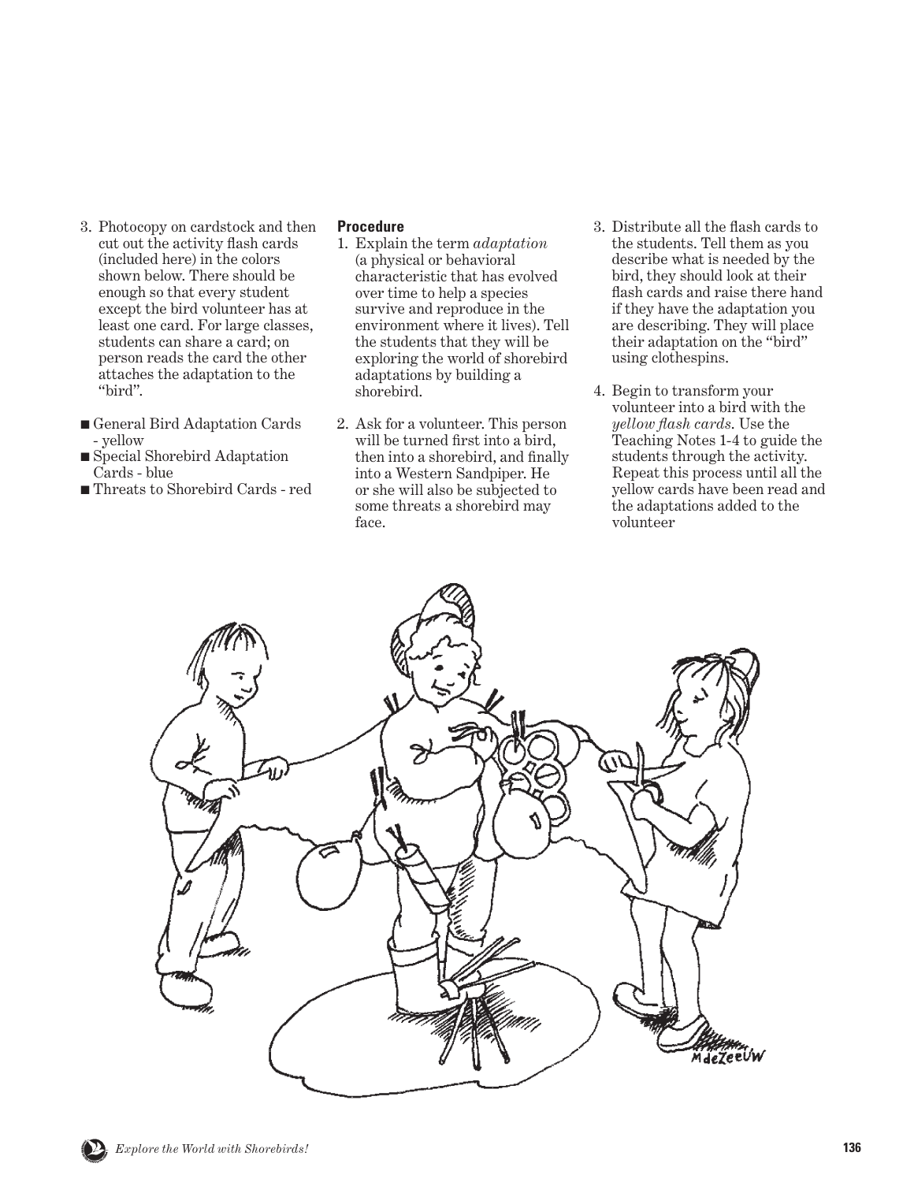3. Photocopy on cardstock and then cut out the activity flash cards (included here) in the colors shown below. There should be enough so that every student except the bird volunteer has at least one card. For large classes, students can share a card; on person reads the card the other attaches the adaptation to the "bird".

- General Bird Adaptation Cards - yellow
- Special Shorebird Adaptation Cards - blue
- Threats to Shorebird Cards - red

**Procedure**

1. Explain the term *adaptation* (a physical or behavioral characteristic that has evolved over time to help a species survive and reproduce in the environment where it lives). Tell the students that they will be exploring the world of shorebird adaptations by building a shorebird.

2. Ask for a volunteer. This person will be turned first into a bird, then into a shorebird, and finally into a Western Sandpiper. He or she will also be subjected to some threats a shorebird may face.

3. Distribute all the flash cards to the students. Tell them as you describe what is needed by the bird, they should look at their flash cards and raise there hand if they have the adaptation you are describing. They will place their adaptation on the "bird" using clothespins.

4. Begin to transform your volunteer into a bird with the *yellow flash cards*. Use the Teaching Notes 1-4 to guide the students through the activity. Repeat this process until all the yellow cards have been read and the adaptations added to the volunteer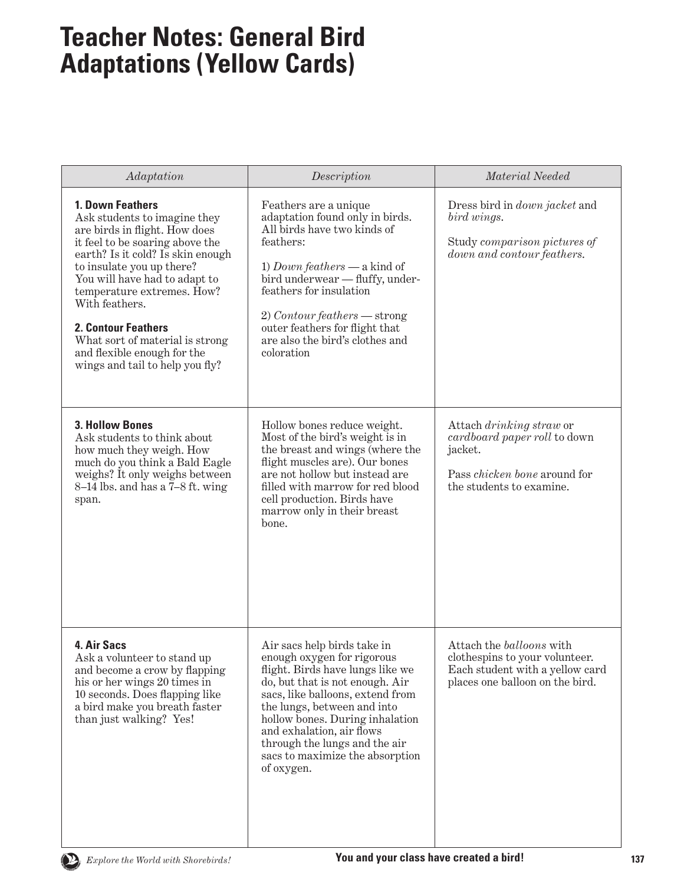# Teacher Notes: General Bird Adaptations (Yellow Cards)

| *Adaptation* | *Description* | *Material Needed* |
|---|---|---|
| **1. Down Feathers** Ask students to imagine they are birds in flight. How does it feel to be soaring above the earth? Is it cold? Is skin enough to insulate you up there? You will have had to adapt to temperature extremes. How? With feathers. **2. Contour Feathers** What sort of material is strong and flexible enough for the wings and tail to help you fly? | Feathers are a unique adaptation found only in birds. All birds have two kinds of feathers: 1) *Down feathers* — a kind of bird underwear — fluffy, under-feathers for insulation 2) *Contour feathers* — strong outer feathers for flight that are also the bird's clothes and coloration | Dress bird in *down jacket* and *bird wings*. Study *comparison pictures of down and contour feathers.* |
| **3. Hollow Bones** Ask students to think about how much they weigh. How much do you think a Bald Eagle weighs? It only weighs between 8–14 lbs. and has a 7–8 ft. wing span. | Hollow bones reduce weight. Most of the bird's weight is in the breast and wings (where the flight muscles are). Our bones are not hollow but instead are filled with marrow for red blood cell production. Birds have marrow only in their breast bone. | Attach *drinking straw* or *cardboard paper roll* to down jacket. Pass *chicken bone* around for the students to examine. |
| **4. Air Sacs** Ask a volunteer to stand up and become a crow by flapping his or her wings 20 times in 10 seconds. Does flapping like a bird make you breath faster than just walking? Yes! | Air sacs help birds take in enough oxygen for rigorous flight. Birds have lungs like we do, but that is not enough. Air sacs, like balloons, extend from the lungs, between and into hollow bones. During inhalation and exhalation, air flows through the lungs and the air sacs to maximize the absorption of oxygen. | Attach the *balloons* with clothespins to your volunteer. Each student with a yellow card places one balloon on the bird. |

**You and your class have created a bird!**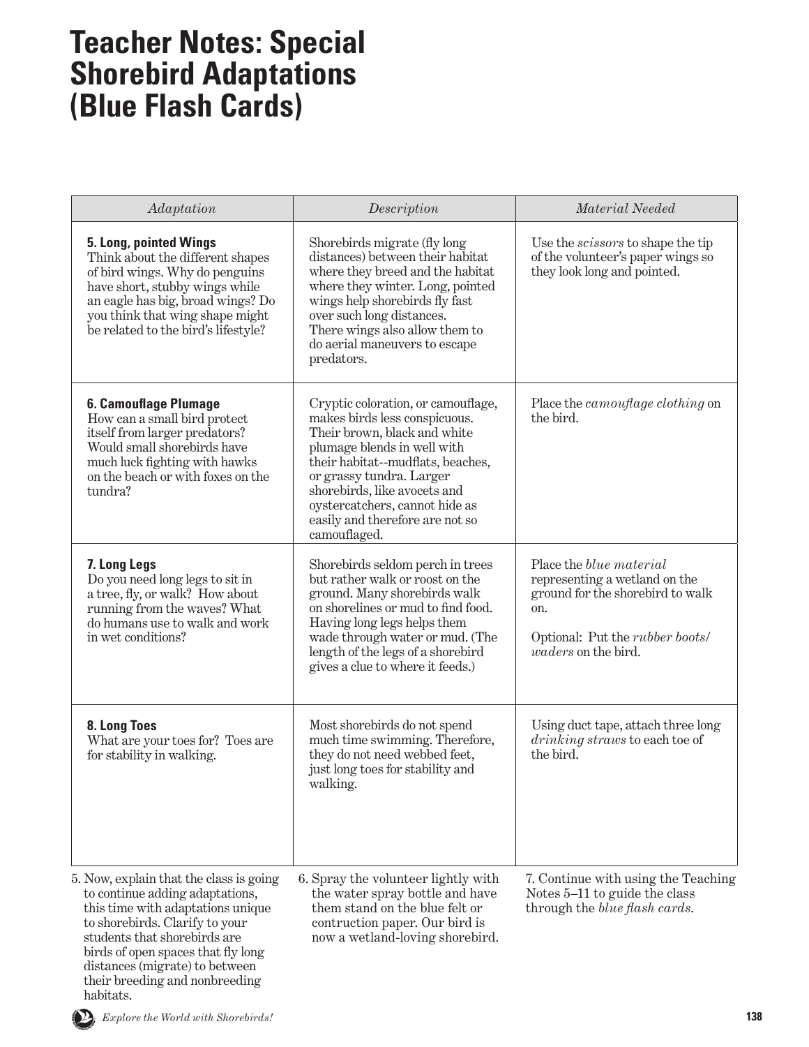# Teacher Notes: Special Shorebird Adaptations (Blue Flash Cards)

| *Adaptation* | *Description* | *Material Needed* |
|---|---|---|
| **5. Long, pointed Wings** Think about the different shapes of bird wings. Why do penguins have short, stubby wings while an eagle has big, broad wings? Do you think that wing shape might be related to the bird's lifestyle? | Shorebirds migrate (fly long distances) between their habitat where they breed and the habitat where they winter. Long, pointed wings help shorebirds fly fast over such long distances. There wings also allow them to do aerial maneuvers to escape predators. | Use the *scissors* to shape the tip of the volunteer's paper wings so they look long and pointed. |
| **6. Camouflage Plumage** How can a small bird protect itself from larger predators? Would small shorebirds have much luck fighting with hawks on the beach or with foxes on the tundra? | Cryptic coloration, or camouflage, makes birds less conspicuous. Their brown, black and white plumage blends in well with their habitat--mudflats, beaches, or grassy tundra. Larger shorebirds, like avocets and oystercatchers, cannot hide as easily and therefore are not so camouflaged. | Place the *camouflage clothing* on the bird. |
| **7. Long Legs** Do you need long legs to sit in a tree, fly, or walk? How about running from the waves? What do humans use to walk and work in wet conditions? | Shorebirds seldom perch in trees but rather walk or roost on the ground. Many shorebirds walk on shorelines or mud to find food. Having long legs helps them wade through water or mud. (The length of the legs of a shorebird gives a clue to where it feeds.) | Place the *blue material* representing a wetland on the ground for the shorebird to walk on.<br><br>Optional: Put the *rubber boots/ waders* on the bird. |
| **8. Long Toes** What are your toes for? Toes are for stability in walking. | Most shorebirds do not spend much time swimming. Therefore, they do not need webbed feet, just long toes for stability and walking. | Using duct tape, attach three long *drinking straws* to each toe of the bird. |

5. Now, explain that the class is going to continue adding adaptations, this time with adaptations unique to shorebirds. Clarify to your students that shorebirds are birds of open spaces that fly long distances (migrate) to between their breeding and nonbreeding habitats.

6. Spray the volunteer lightly with the water spray bottle and have them stand on the blue felt or contruction paper. Our bird is now a wetland-loving shorebird.

7. Continue with using the Teaching Notes 5–11 to guide the class through the *blue flash cards*.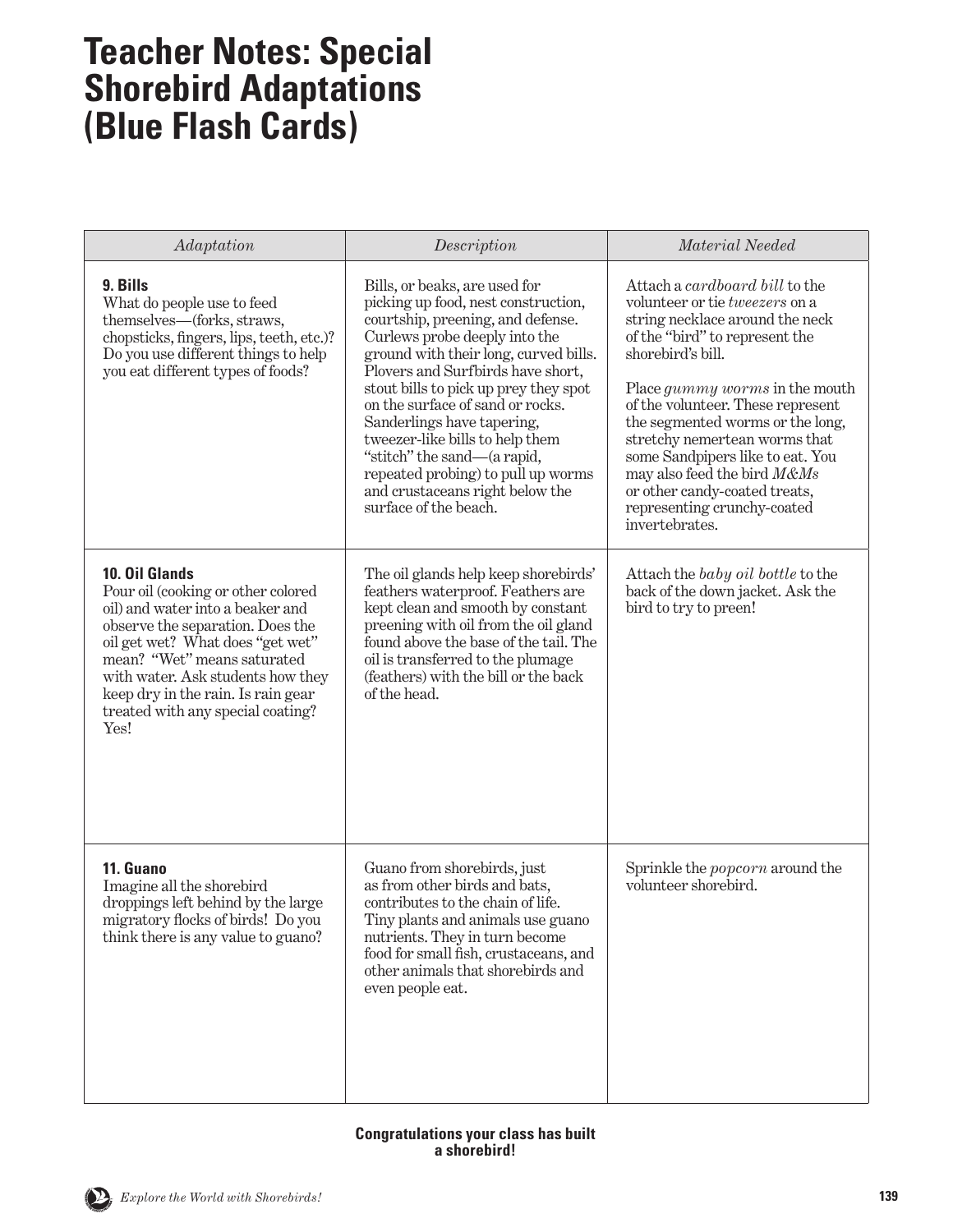# Teacher Notes: Special Shorebird Adaptations (Blue Flash Cards)

| *Adaptation* | *Description* | *Material Needed* |
| --- | --- | --- |
| **9. Bills** What do people use to feed themselves—(forks, straws, chopsticks, fingers, lips, teeth, etc.)? Do you use different things to help you eat different types of foods? | Bills, or beaks, are used for picking up food, nest construction, courtship, preening, and defense. Curlews probe deeply into the ground with their long, curved bills. Plovers and Surfbirds have short, stout bills to pick up prey they spot on the surface of sand or rocks. Sanderlings have tapering, tweezer-like bills to help them "stitch" the sand—(a rapid, repeated probing) to pull up worms and crustaceans right below the surface of the beach. | Attach a *cardboard bill* to the volunteer or tie *tweezers* on a string necklace around the neck of the "bird" to represent the shorebird's bill. Place *gummy worms* in the mouth of the volunteer. These represent the segmented worms or the long, stretchy nemertean worms that some Sandpipers like to eat. You may also feed the bird *M&Ms* or other candy-coated treats, representing crunchy-coated invertebrates. |
| **10. Oil Glands** Pour oil (cooking or other colored oil) and water into a beaker and observe the separation. Does the oil get wet? What does "get wet" mean? "Wet" means saturated with water. Ask students how they keep dry in the rain. Is rain gear treated with any special coating? Yes! | The oil glands help keep shorebirds' feathers waterproof. Feathers are kept clean and smooth by constant preening with oil from the oil gland found above the base of the tail. The oil is transferred to the plumage (feathers) with the bill or the back of the head. | Attach the *baby oil bottle* to the back of the down jacket. Ask the bird to try to preen! |
| **11. Guano** Imagine all the shorebird droppings left behind by the large migratory flocks of birds! Do you think there is any value to guano? | Guano from shorebirds, just as from other birds and bats, contributes to the chain of life. Tiny plants and animals use guano nutrients. They in turn become food for small fish, crustaceans, and other animals that shorebirds and even people eat. | Sprinkle the *popcorn* around the volunteer shorebird. |

**Congratulations your class has built a shorebird!**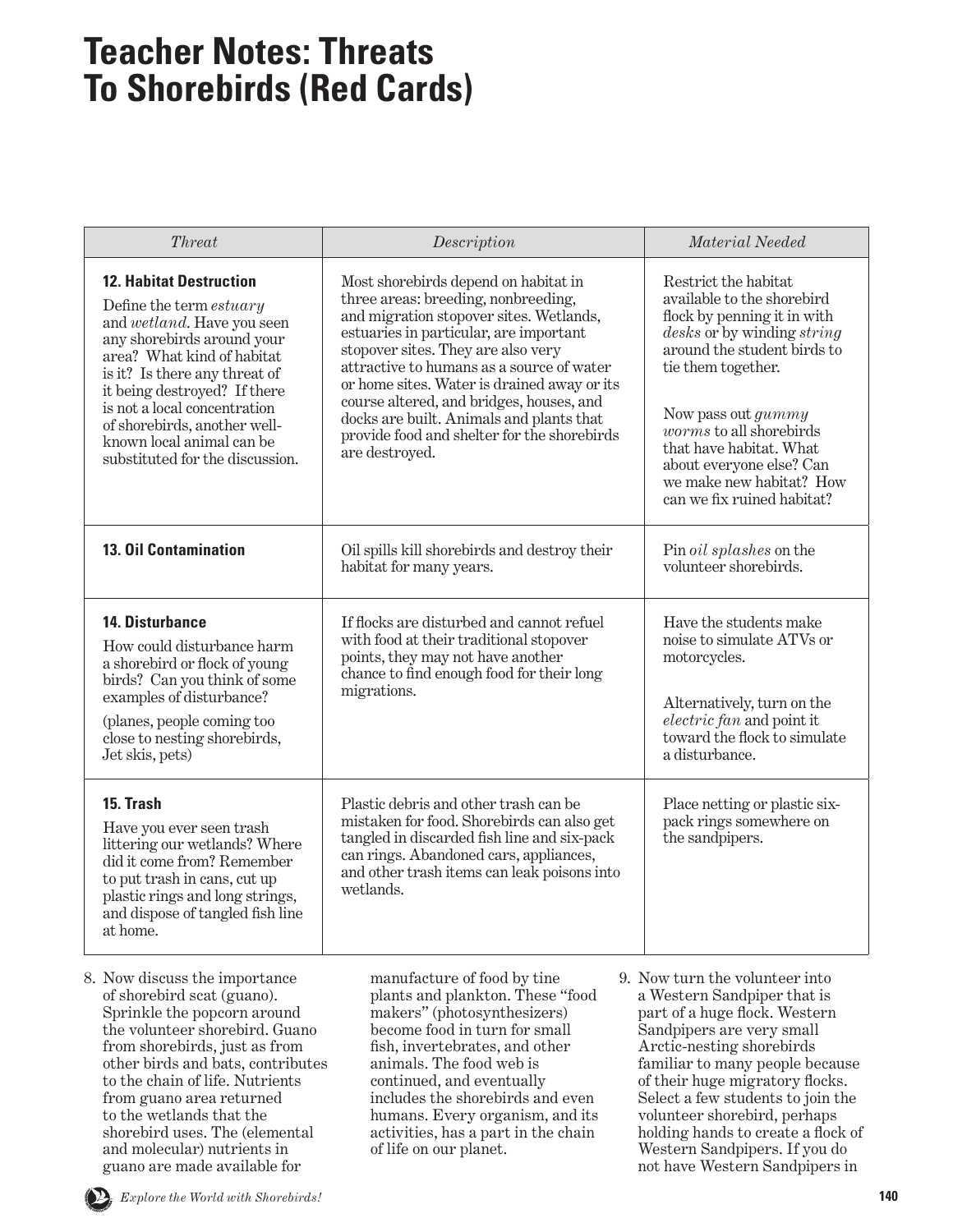# Teacher Notes: Threats To Shorebirds (Red Cards)

| *Threat* | *Description* | *Material Needed* |
|---|---|---|
| **12. Habitat Destruction**<br>Define the term *estuary* and *wetland*. Have you seen any shorebirds around your area? What kind of habitat is it? Is there any threat of it being destroyed? If there is not a local concentration of shorebirds, another well-known local animal can be substituted for the discussion. | Most shorebirds depend on habitat in three areas: breeding, nonbreeding, and migration stopover sites. Wetlands, estuaries in particular, are important stopover sites. They are also very attractive to humans as a source of water or home sites. Water is drained away or its course altered, and bridges, houses, and docks are built. Animals and plants that provide food and shelter for the shorebirds are destroyed. | Restrict the habitat available to the shorebird flock by penning it in with *desks* or by winding *string* around the student birds to tie them together.<br><br>Now pass out *gummy worms* to all shorebirds that have habitat. What about everyone else? Can we make new habitat? How can we fix ruined habitat? |
| **13. Oil Contamination** | Oil spills kill shorebirds and destroy their habitat for many years. | Pin *oil splashes* on the volunteer shorebirds. |
| **14. Disturbance**<br>How could disturbance harm a shorebird or flock of young birds? Can you think of some examples of disturbance?<br>(planes, people coming too close to nesting shorebirds, Jet skis, pets) | If flocks are disturbed and cannot refuel with food at their traditional stopover points, they may not have another chance to find enough food for their long migrations. | Have the students make noise to simulate ATVs or motorcycles.<br><br>Alternatively, turn on the *electric fan* and point it toward the flock to simulate a disturbance. |
| **15. Trash**<br>Have you ever seen trash littering our wetlands? Where did it come from? Remember to put trash in cans, cut up plastic rings and long strings, and dispose of tangled fish line at home. | Plastic debris and other trash can be mistaken for food. Shorebirds can also get tangled in discarded fish line and six-pack can rings. Abandoned cars, appliances, and other trash items can leak poisons into wetlands. | Place netting or plastic six-pack rings somewhere on the sandpipers. |

8. Now discuss the importance of shorebird scat (guano). Sprinkle the popcorn around the volunteer shorebird. Guano from shorebirds, just as from other birds and bats, contributes to the chain of life. Nutrients from guano area returned to the wetlands that the shorebird uses. The (elemental and molecular) nutrients in guano are made available for manufacture of food by tine plants and plankton. These "food makers" (photosynthesizers) become food in turn for small fish, invertebrates, and other animals. The food web is continued, and eventually includes the shorebirds and even humans. Every organism, and its activities, has a part in the chain of life on our planet.

9. Now turn the volunteer into a Western Sandpiper that is part of a huge flock. Western Sandpipers are very small Arctic-nesting shorebirds familiar to many people because of their huge migratory flocks. Select a few students to join the volunteer shorebird, perhaps holding hands to create a flock of Western Sandpipers. If you do not have Western Sandpipers in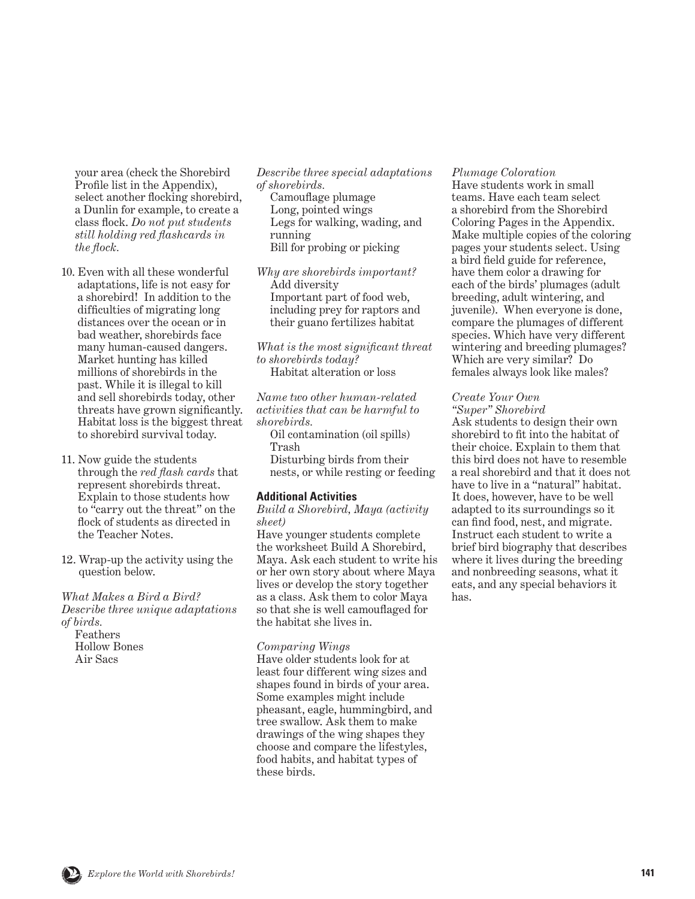your area (check the Shorebird Profile list in the Appendix), select another flocking shorebird, a Dunlin for example, to create a class flock. *Do not put students still holding red flashcards in the flock.*

10. Even with all these wonderful adaptations, life is not easy for a shorebird! In addition to the difficulties of migrating long distances over the ocean or in bad weather, shorebirds face many human-caused dangers. Market hunting has killed millions of shorebirds in the past. While it is illegal to kill and sell shorebirds today, other threats have grown significantly. Habitat loss is the biggest threat to shorebird survival today.

11. Now guide the students through the *red flash cards* that represent shorebirds threat. Explain to those students how to "carry out the threat" on the flock of students as directed in the Teacher Notes.

12. Wrap-up the activity using the question below.

*What Makes a Bird a Bird? Describe three unique adaptations of birds.*

Feathers
Hollow Bones
Air Sacs

*Describe three special adaptations of shorebirds.*

Camouflage plumage
Long, pointed wings
Legs for walking, wading, and running
Bill for probing or picking

*Why are shorebirds important?*

Add diversity
Important part of food web, including prey for raptors and their guano fertilizes habitat

*What is the most significant threat to shorebirds today?*

Habitat alteration or loss

*Name two other human-related activities that can be harmful to shorebirds.*

Oil contamination (oil spills)
Trash
Disturbing birds from their nests, or while resting or feeding

### Additional Activities

*Build a Shorebird, Maya (activity sheet)*

Have younger students complete the worksheet Build A Shorebird, Maya. Ask each student to write his or her own story about where Maya lives or develop the story together as a class. Ask them to color Maya so that she is well camouflaged for the habitat she lives in.

*Comparing Wings*

Have older students look for at least four different wing sizes and shapes found in birds of your area. Some examples might include pheasant, eagle, hummingbird, and tree swallow. Ask them to make drawings of the wing shapes they choose and compare the lifestyles, food habits, and habitat types of these birds.

*Plumage Coloration*

Have students work in small teams. Have each team select a shorebird from the Shorebird Coloring Pages in the Appendix. Make multiple copies of the coloring pages your students select. Using a bird field guide for reference, have them color a drawing for each of the birds' plumages (adult breeding, adult wintering, and juvenile). When everyone is done, compare the plumages of different species. Which have very different wintering and breeding plumages? Which are very similar? Do females always look like males?

*Create Your Own "Super" Shorebird*

Ask students to design their own shorebird to fit into the habitat of their choice. Explain to them that this bird does not have to resemble a real shorebird and that it does not have to live in a "natural" habitat. It does, however, have to be well adapted to its surroundings so it can find food, nest, and migrate. Instruct each student to write a brief bird biography that describes where it lives during the breeding and nonbreeding seasons, what it eats, and any special behaviors it has.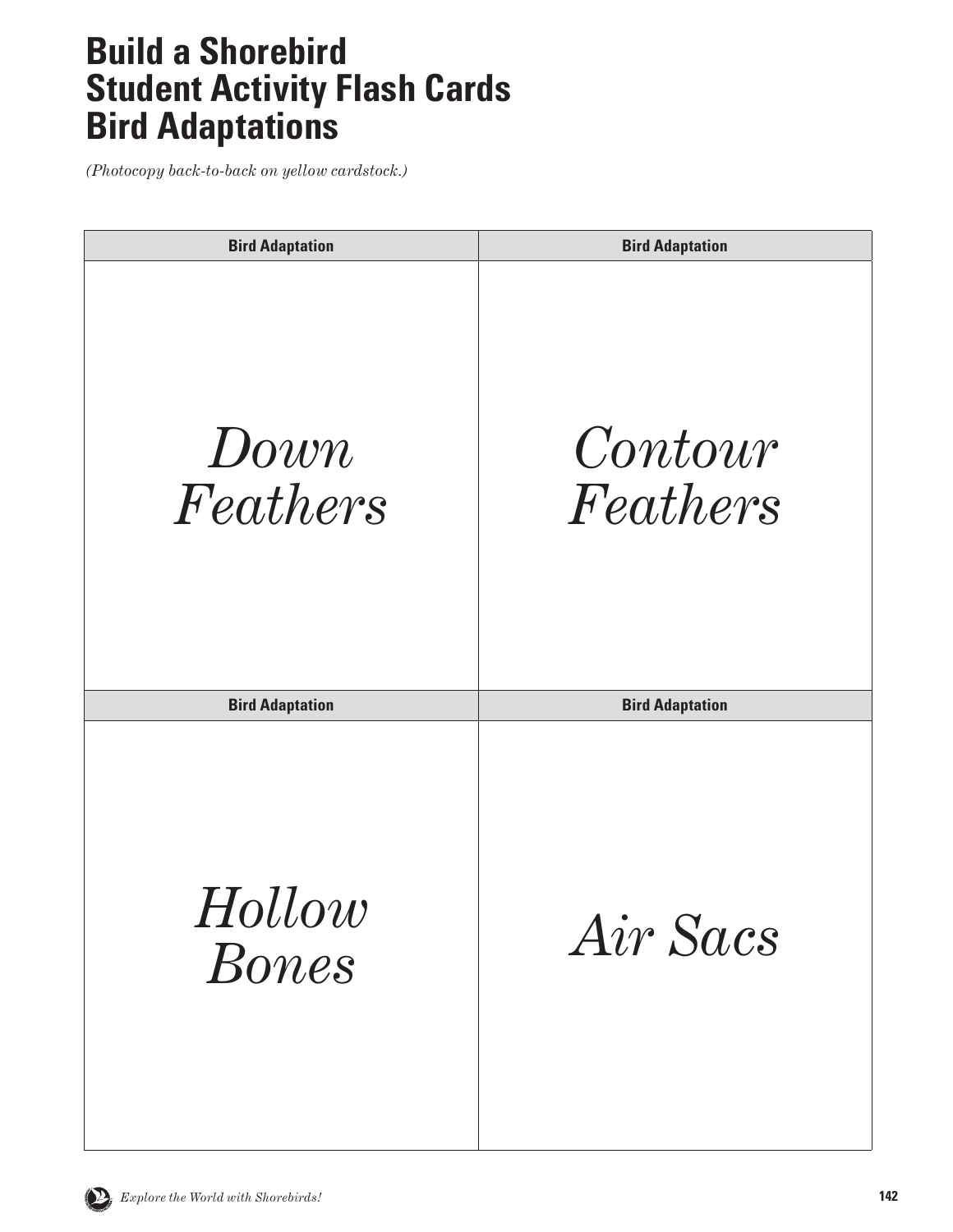# Build a Shorebird Student Activity Flash Cards Bird Adaptations

*(Photocopy back-to-back on yellow cardstock.)*

| Bird Adaptation | Bird Adaptation |
| --- | --- |
| *Down Feathers* | *Contour Feathers* |
| **Bird Adaptation** | **Bird Adaptation** |
| *Hollow Bones* | *Air Sacs* |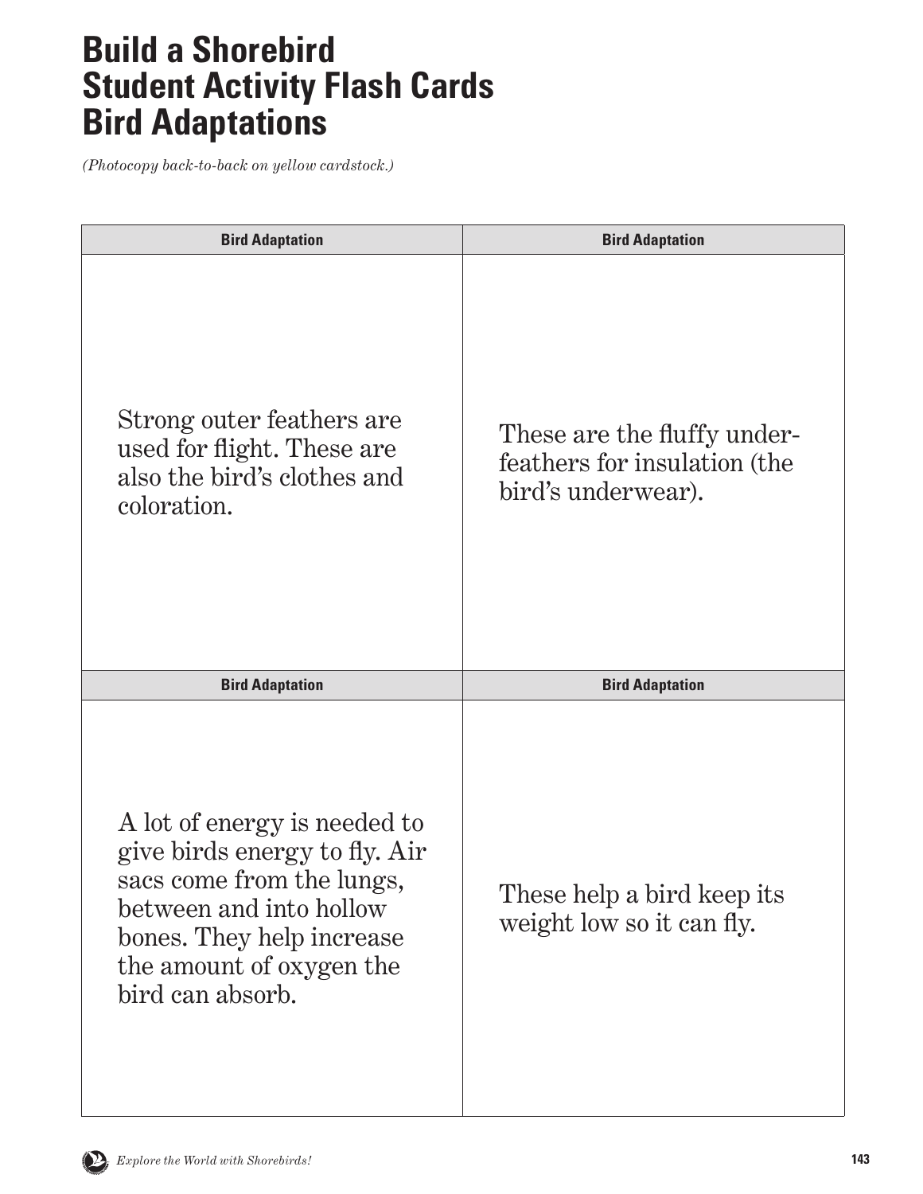# Build a Shorebird Student Activity Flash Cards Bird Adaptations

*(Photocopy back-to-back on yellow cardstock.)*

| Bird Adaptation | Bird Adaptation |
|---|---|
| Strong outer feathers are used for flight. These are also the bird's clothes and coloration. | These are the fluffy under-feathers for insulation (the bird's underwear). |
| **Bird Adaptation** | **Bird Adaptation** |
| A lot of energy is needed to give birds energy to fly. Air sacs come from the lungs, between and into hollow bones. They help increase the amount of oxygen the bird can absorb. | These help a bird keep its weight low so it can fly. |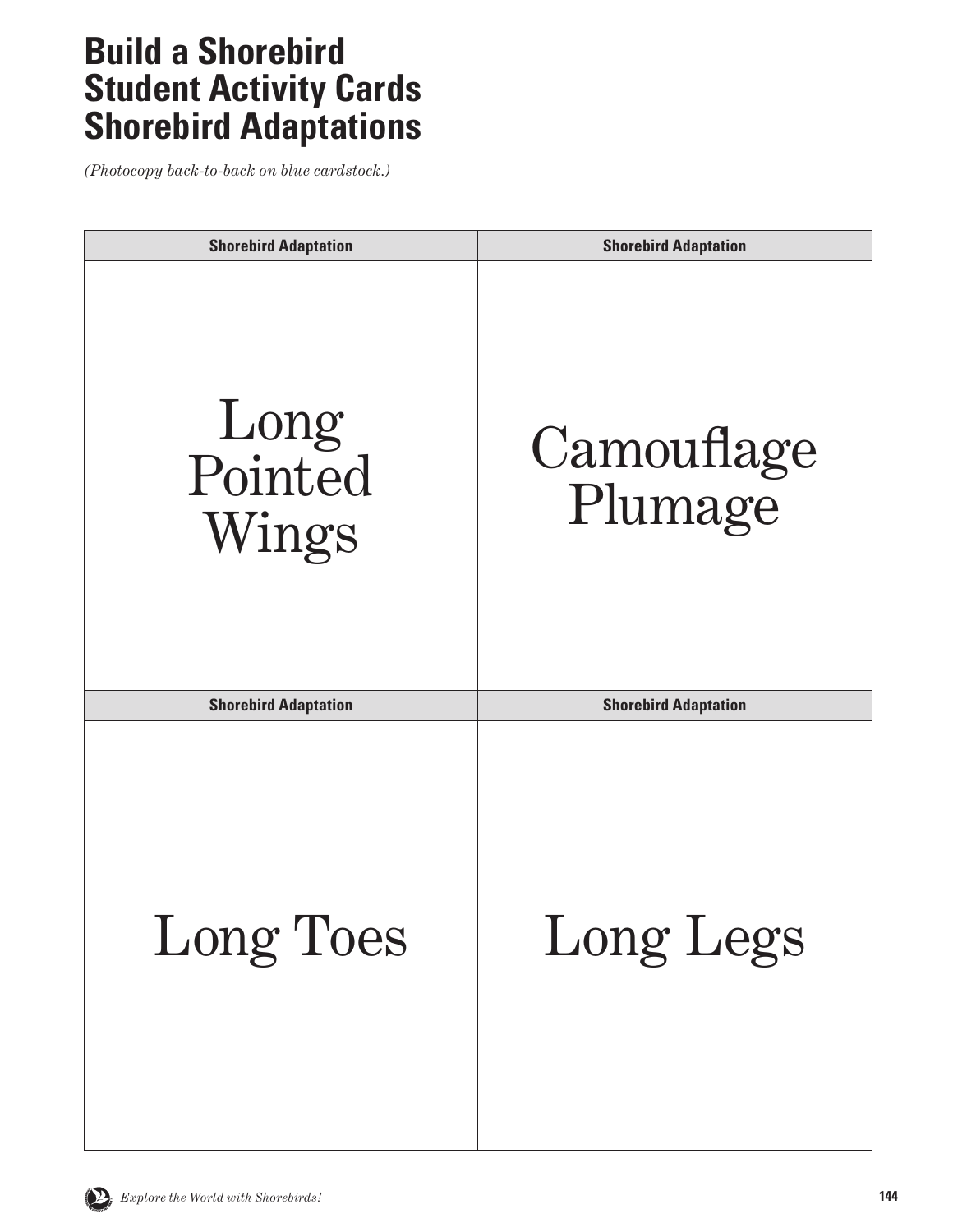# Build a Shorebird Student Activity Cards Shorebird Adaptations

*(Photocopy back-to-back on blue cardstock.)*

| Shorebird Adaptation | Shorebird Adaptation |
|---|---|
| Long Pointed Wings | Camouflage Plumage |
| **Shorebird Adaptation** | **Shorebird Adaptation** |
| Long Toes | Long Legs |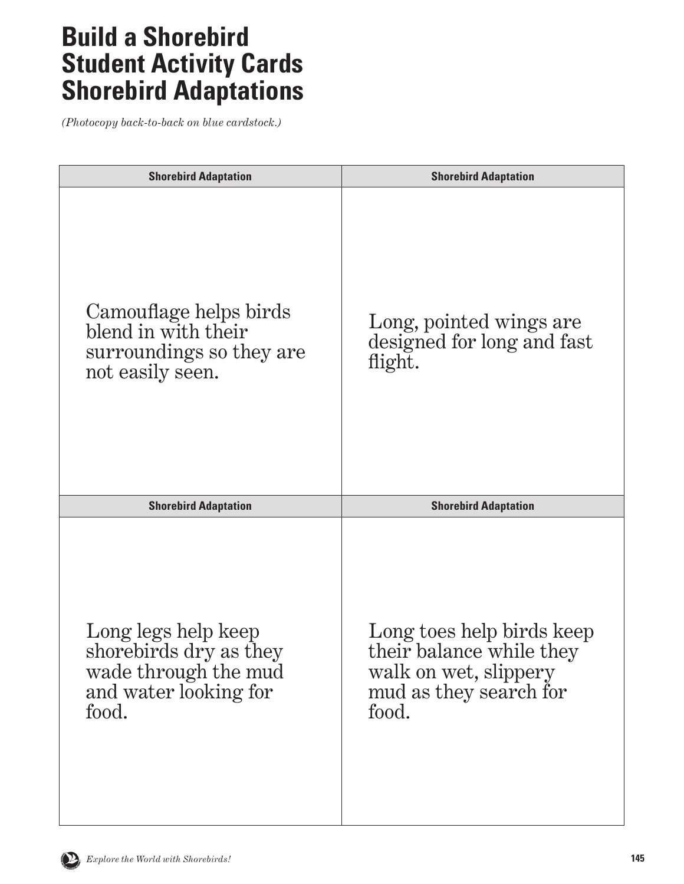# Build a Shorebird Student Activity Cards Shorebird Adaptations

*(Photocopy back-to-back on blue cardstock.)*

| Shorebird Adaptation | Shorebird Adaptation |
|---|---|
| Camouflage helps birds blend in with their surroundings so they are not easily seen. | Long, pointed wings are designed for long and fast flight. |
| **Shorebird Adaptation** | **Shorebird Adaptation** |
| Long legs help keep shorebirds dry as they wade through the mud and water looking for food. | Long toes help birds keep their balance while they walk on wet, slippery mud as they search for food. |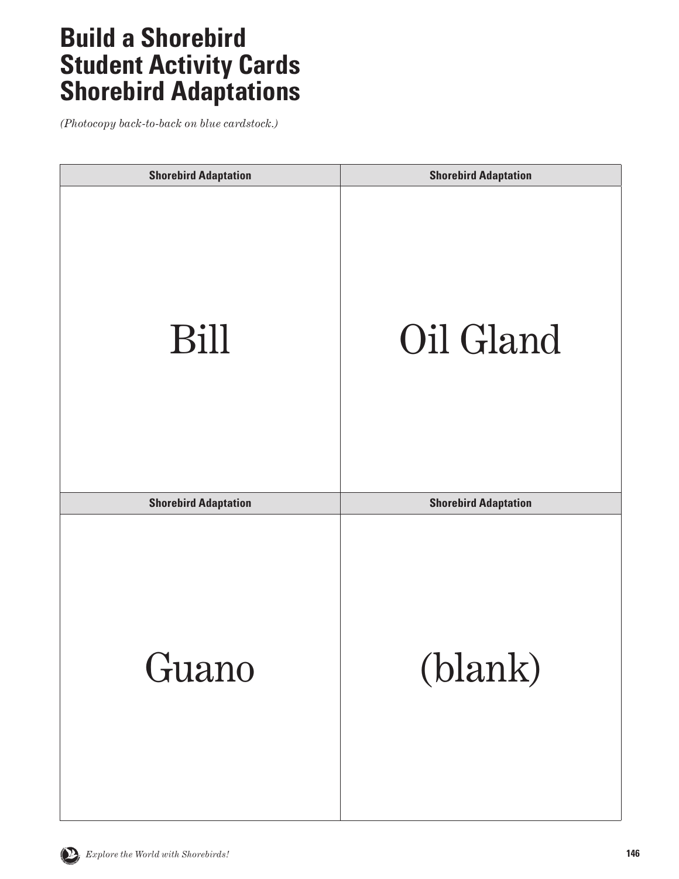# Build a Shorebird Student Activity Cards Shorebird Adaptations

*(Photocopy back-to-back on blue cardstock.)*

| Shorebird Adaptation | Shorebird Adaptation |
|---|---|
| Bill | Oil Gland |
| **Shorebird Adaptation** | **Shorebird Adaptation** |
| Guano | (blank) |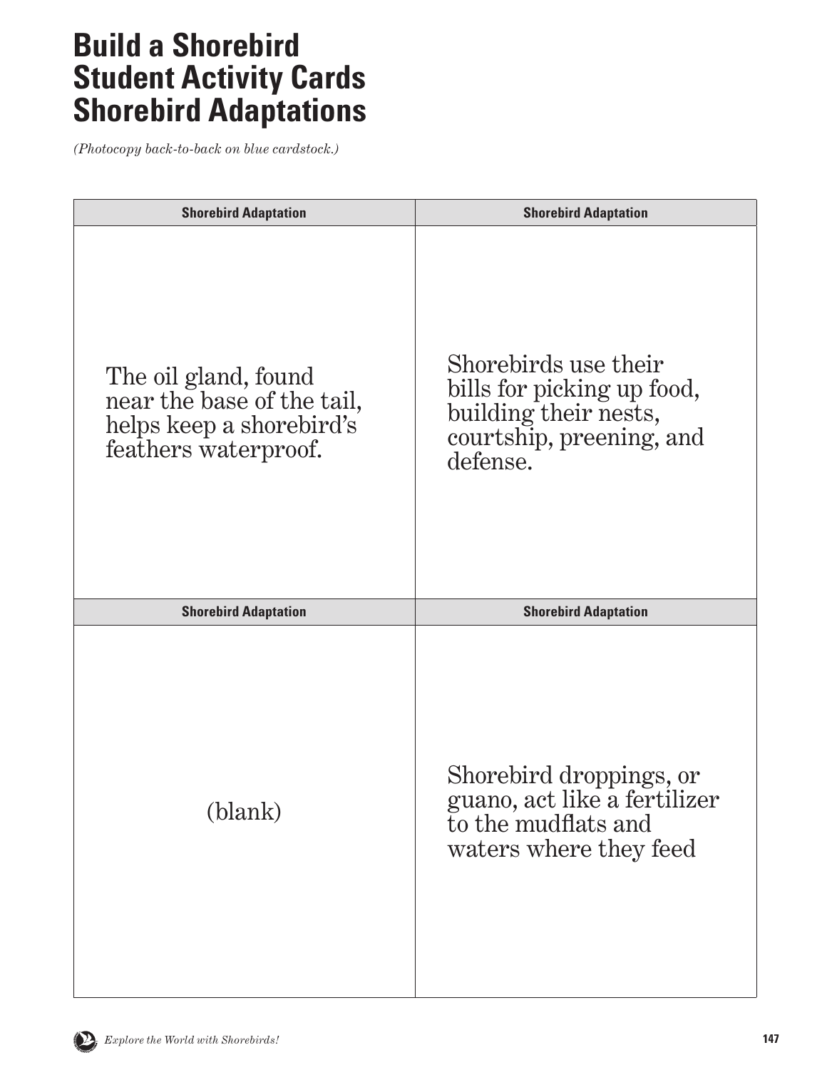# Build a Shorebird Student Activity Cards Shorebird Adaptations

*(Photocopy back-to-back on blue cardstock.)*

| Shorebird Adaptation | Shorebird Adaptation |
|---|---|
| The oil gland, found near the base of the tail, helps keep a shorebird's feathers waterproof. | Shorebirds use their bills for picking up food, building their nests, courtship, preening, and defense. |
| **Shorebird Adaptation** | **Shorebird Adaptation** |
| (blank) | Shorebird droppings, or guano, act like a fertilizer to the mudflats and waters where they feed |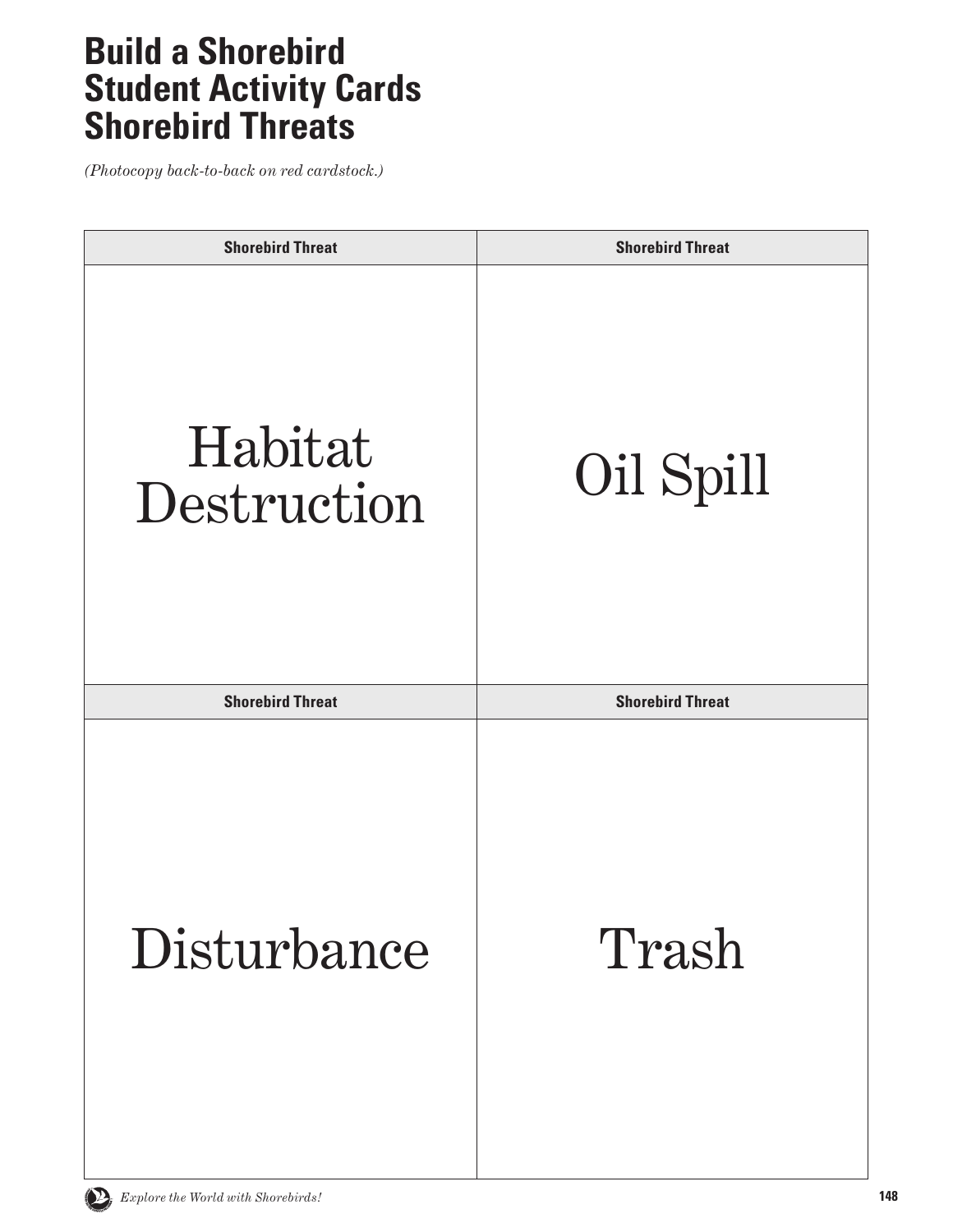# Build a Shorebird Student Activity Cards Shorebird Threats

*(Photocopy back-to-back on red cardstock.)*

| Shorebird Threat | Shorebird Threat |
|---|---|
| Habitat Destruction | Oil Spill |
| **Shorebird Threat** | **Shorebird Threat** |
| Disturbance | Trash |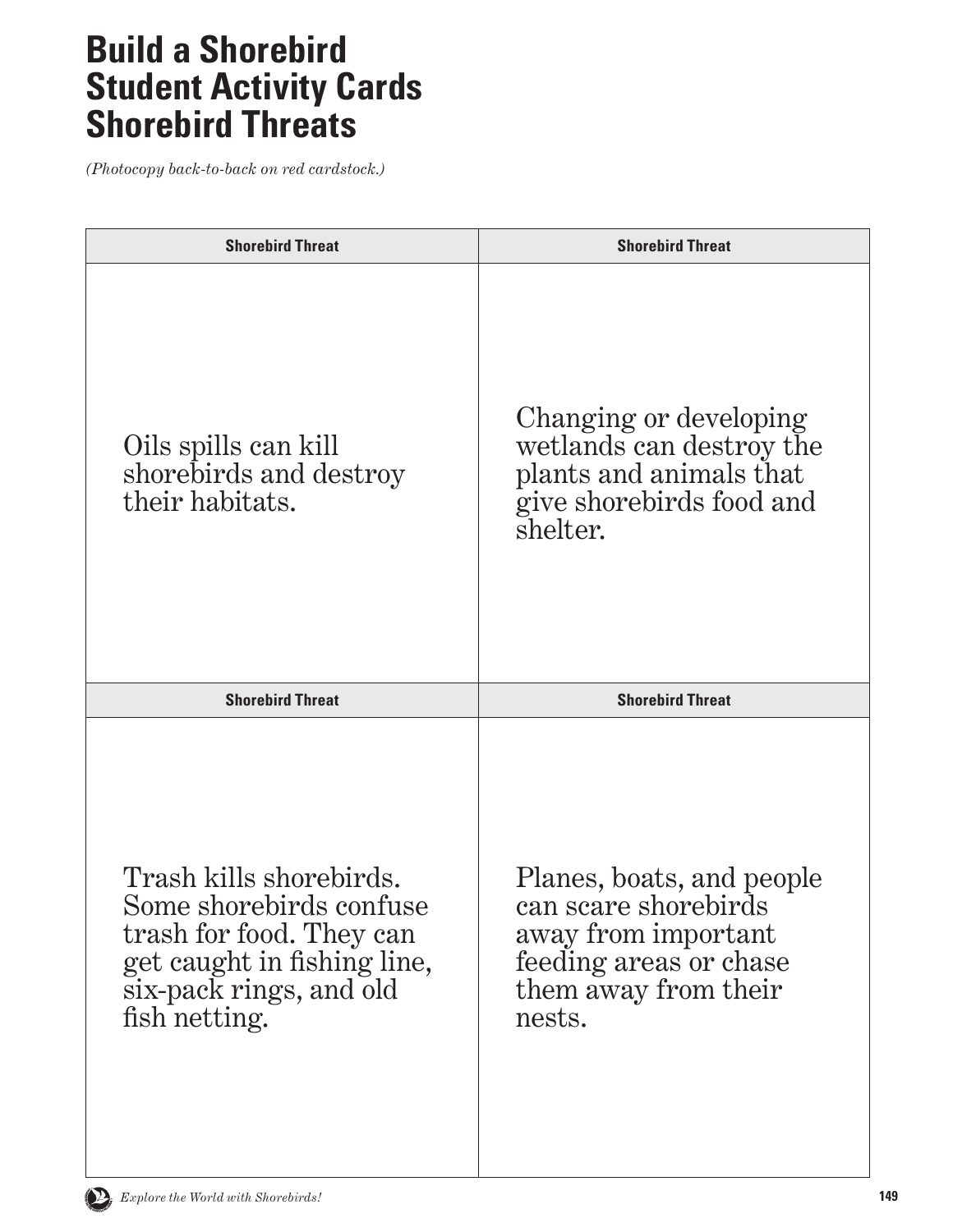# Build a Shorebird Student Activity Cards Shorebird Threats

*(Photocopy back-to-back on red cardstock.)*

| Shorebird Threat | Shorebird Threat |
| --- | --- |
| Oils spills can kill shorebirds and destroy their habitats. | Changing or developing wetlands can destroy the plants and animals that give shorebirds food and shelter. |
| **Shorebird Threat** | **Shorebird Threat** |
| Trash kills shorebirds. Some shorebirds confuse trash for food. They can get caught in fishing line, six-pack rings, and old fish netting. | Planes, boats, and people can scare shorebirds away from important feeding areas or chase them away from their nests. |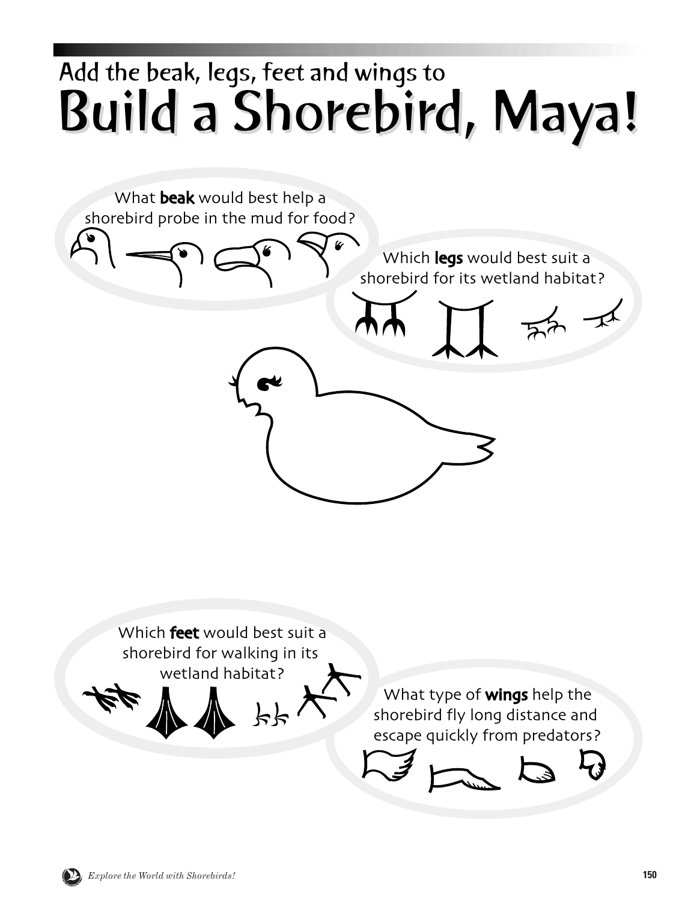Add the beak, legs, feet and wings to

# Build a Shorebird, Maya!

What **beak** would best help a shorebird probe in the mud for food?

Which **legs** would best suit a shorebird for its wetland habitat?

Which **feet** would best suit a shorebird for walking in its wetland habitat?

What type of **wings** help the shorebird fly long distance and escape quickly from predators?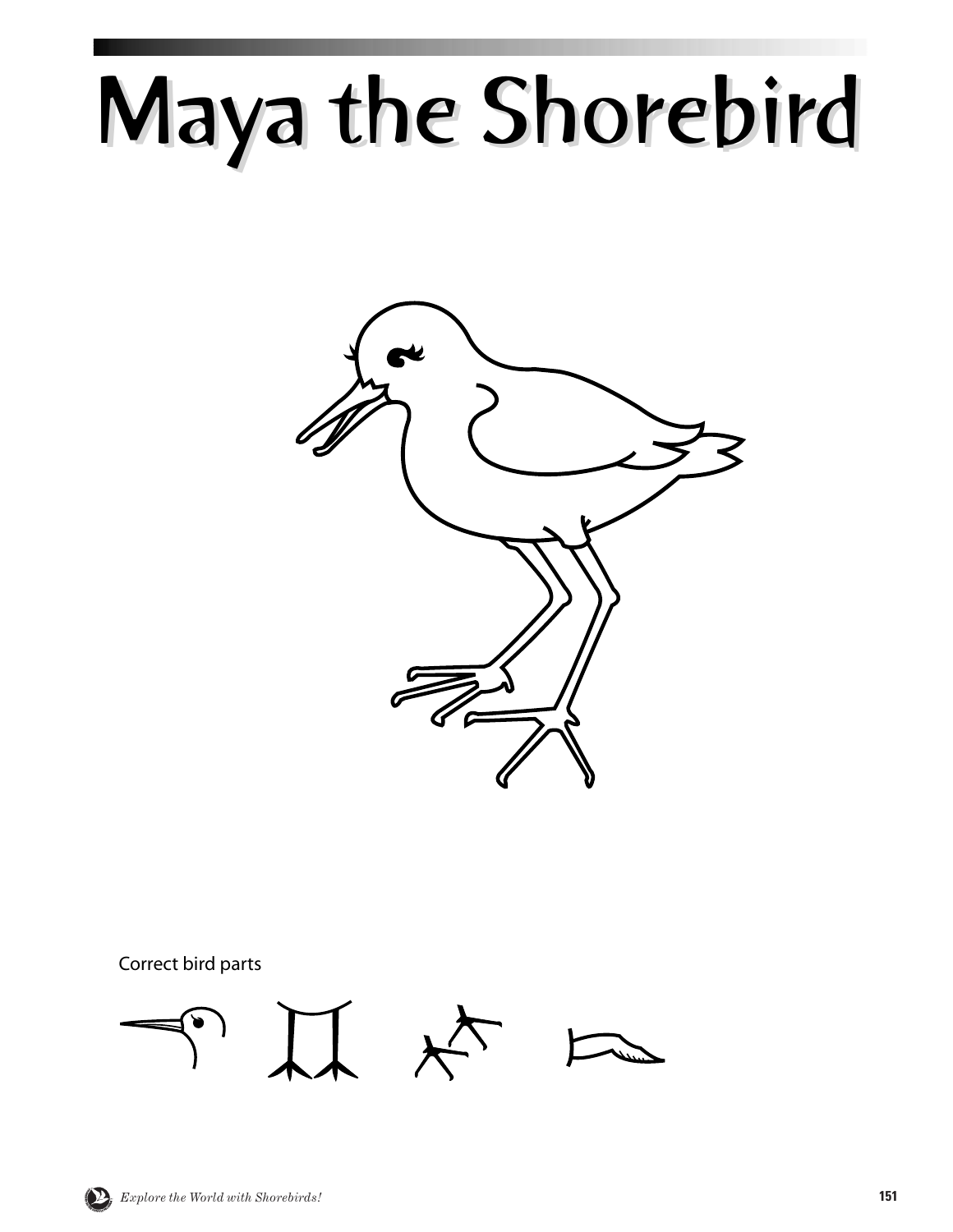# Maya the Shorebird

Correct bird parts